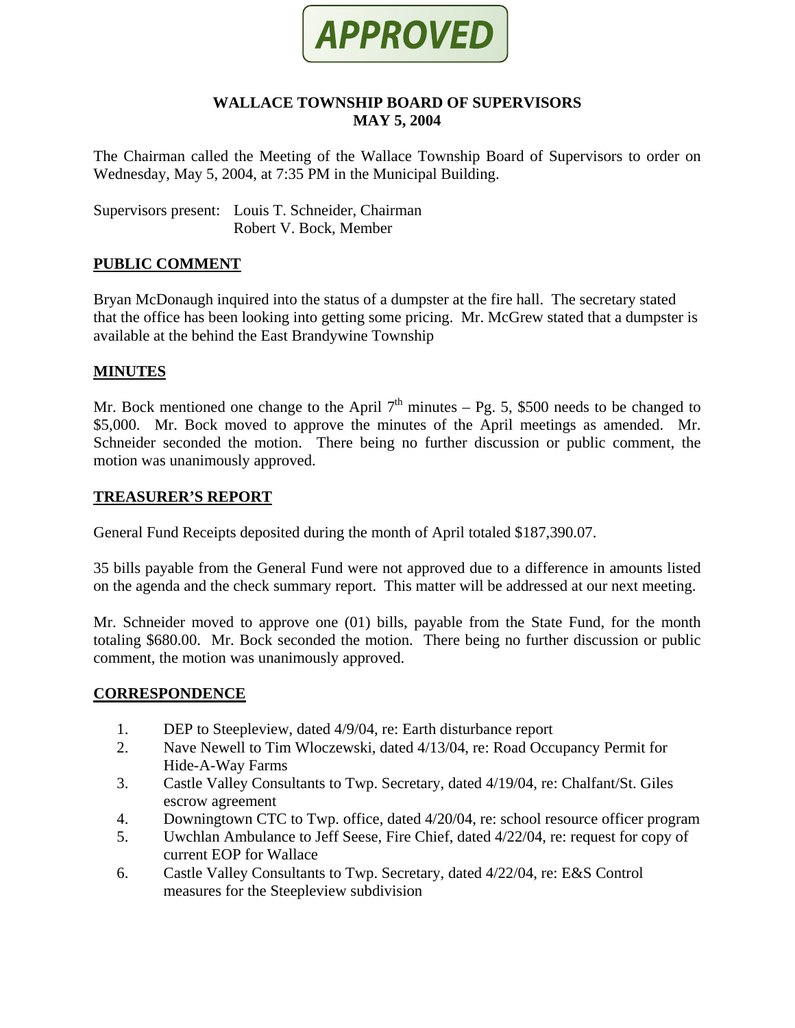APPROVED

# WALLACE TOWNSHIP BOARD OF SUPERVISORS
## MAY 5, 2004

The Chairman called the Meeting of the Wallace Township Board of Supervisors to order on Wednesday, May 5, 2004, at 7:35 PM in the Municipal Building.

Supervisors present: Louis T. Schneider, Chairman
Robert V. Bock, Member

## PUBLIC COMMENT

Bryan McDonaugh inquired into the status of a dumpster at the fire hall. The secretary stated that the office has been looking into getting some pricing. Mr. McGrew stated that a dumpster is available at the behind the East Brandywine Township

## MINUTES

Mr. Bock mentioned one change to the April 7th minutes – Pg. 5, $500 needs to be changed to $5,000. Mr. Bock moved to approve the minutes of the April meetings as amended. Mr. Schneider seconded the motion. There being no further discussion or public comment, the motion was unanimously approved.

## TREASURER'S REPORT

General Fund Receipts deposited during the month of April totaled $187,390.07.

35 bills payable from the General Fund were not approved due to a difference in amounts listed on the agenda and the check summary report. This matter will be addressed at our next meeting.

Mr. Schneider moved to approve one (01) bills, payable from the State Fund, for the month totaling $680.00. Mr. Bock seconded the motion. There being no further discussion or public comment, the motion was unanimously approved.

## CORRESPONDENCE

1. DEP to Steepleview, dated 4/9/04, re: Earth disturbance report
2. Nave Newell to Tim Wloczewski, dated 4/13/04, re: Road Occupancy Permit for Hide-A-Way Farms
3. Castle Valley Consultants to Twp. Secretary, dated 4/19/04, re: Chalfant/St. Giles escrow agreement
4. Downingtown CTC to Twp. office, dated 4/20/04, re: school resource officer program
5. Uwchlan Ambulance to Jeff Seese, Fire Chief, dated 4/22/04, re: request for copy of current EOP for Wallace
6. Castle Valley Consultants to Twp. Secretary, dated 4/22/04, re: E&S Control measures for the Steepleview subdivision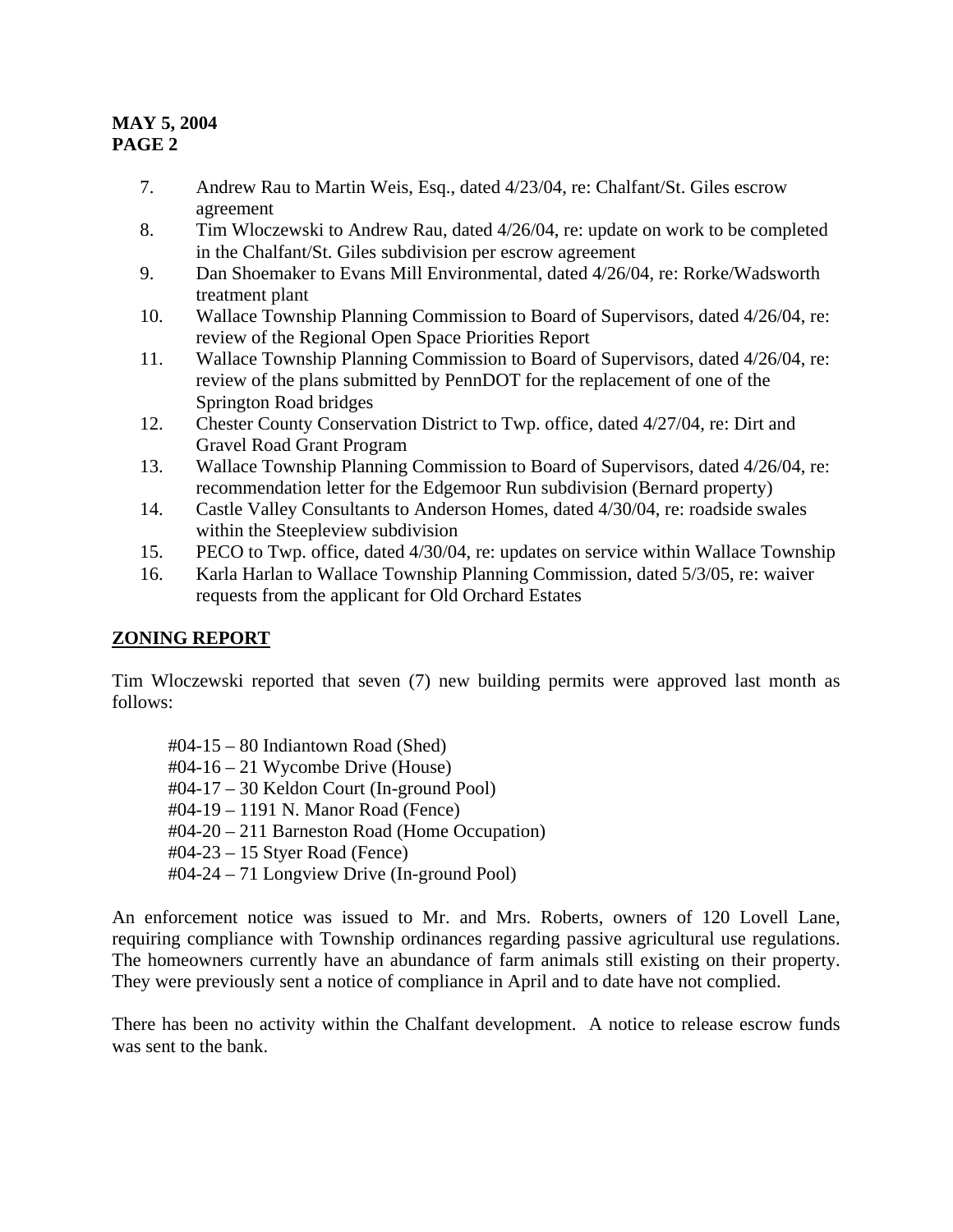7. Andrew Rau to Martin Weis, Esq., dated 4/23/04, re: Chalfant/St. Giles escrow agreement
8. Tim Wloczewski to Andrew Rau, dated 4/26/04, re: update on work to be completed in the Chalfant/St. Giles subdivision per escrow agreement
9. Dan Shoemaker to Evans Mill Environmental, dated 4/26/04, re: Rorke/Wadsworth treatment plant
10. Wallace Township Planning Commission to Board of Supervisors, dated 4/26/04, re: review of the Regional Open Space Priorities Report
11. Wallace Township Planning Commission to Board of Supervisors, dated 4/26/04, re: review of the plans submitted by PennDOT for the replacement of one of the Springton Road bridges
12. Chester County Conservation District to Twp. office, dated 4/27/04, re: Dirt and Gravel Road Grant Program
13. Wallace Township Planning Commission to Board of Supervisors, dated 4/26/04, re: recommendation letter for the Edgemoor Run subdivision (Bernard property)
14. Castle Valley Consultants to Anderson Homes, dated 4/30/04, re: roadside swales within the Steepleview subdivision
15. PECO to Twp. office, dated 4/30/04, re: updates on service within Wallace Township
16. Karla Harlan to Wallace Township Planning Commission, dated 5/3/05, re: waiver requests from the applicant for Old Orchard Estates

## ZONING REPORT

Tim Wloczewski reported that seven (7) new building permits were approved last month as follows:

#04-15 – 80 Indiantown Road (Shed)
#04-16 – 21 Wycombe Drive (House)
#04-17 – 30 Keldon Court (In-ground Pool)
#04-19 – 1191 N. Manor Road (Fence)
#04-20 – 211 Barneston Road (Home Occupation)
#04-23 – 15 Styer Road (Fence)
#04-24 – 71 Longview Drive (In-ground Pool)

An enforcement notice was issued to Mr. and Mrs. Roberts, owners of 120 Lovell Lane, requiring compliance with Township ordinances regarding passive agricultural use regulations. The homeowners currently have an abundance of farm animals still existing on their property. They were previously sent a notice of compliance in April and to date have not complied.

There has been no activity within the Chalfant development. A notice to release escrow funds was sent to the bank.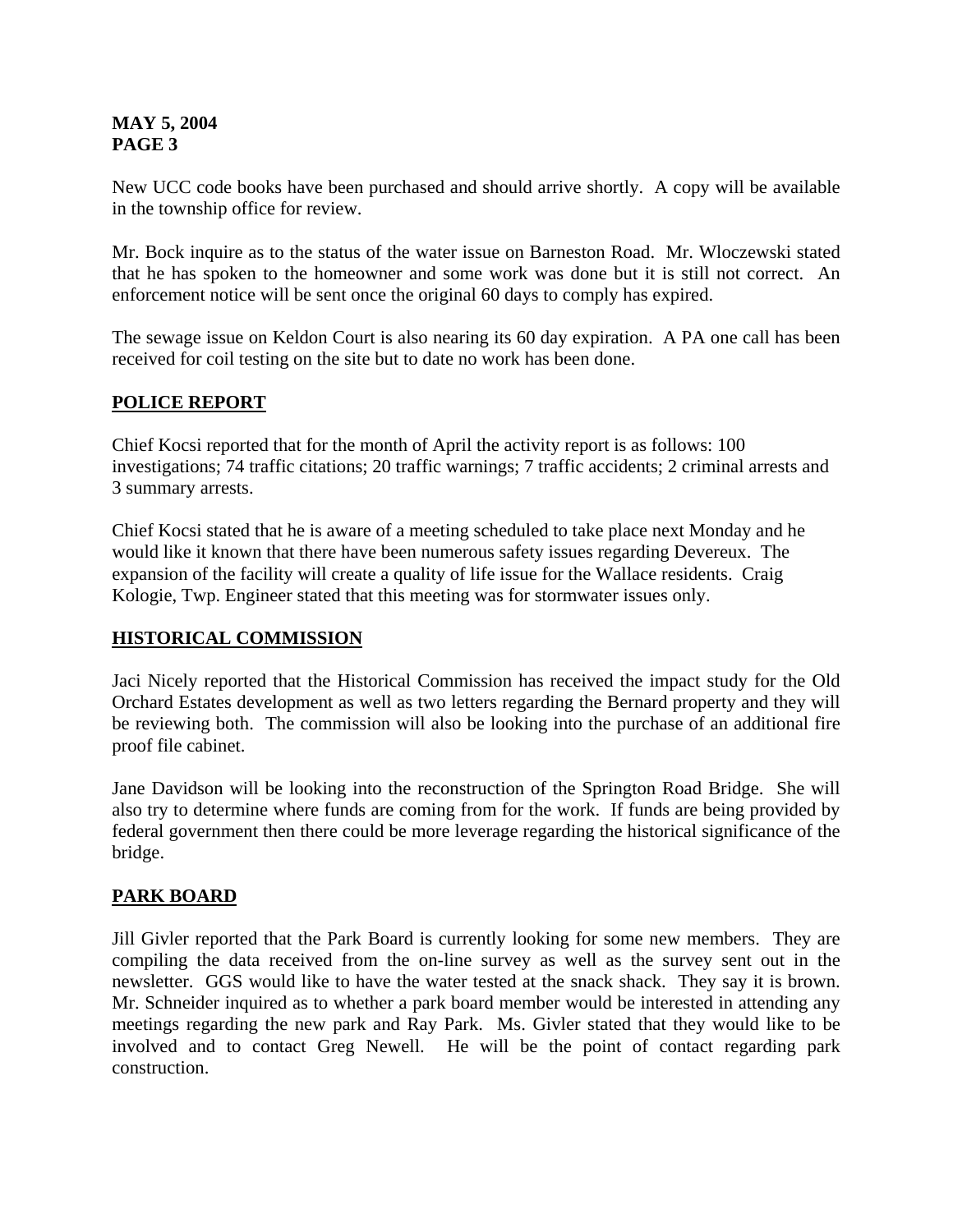New UCC code books have been purchased and should arrive shortly. A copy will be available in the township office for review.

Mr. Bock inquire as to the status of the water issue on Barneston Road. Mr. Wloczewski stated that he has spoken to the homeowner and some work was done but it is still not correct. An enforcement notice will be sent once the original 60 days to comply has expired.

The sewage issue on Keldon Court is also nearing its 60 day expiration. A PA one call has been received for coil testing on the site but to date no work has been done.

## POLICE REPORT

Chief Kocsi reported that for the month of April the activity report is as follows: 100 investigations; 74 traffic citations; 20 traffic warnings; 7 traffic accidents; 2 criminal arrests and 3 summary arrests.

Chief Kocsi stated that he is aware of a meeting scheduled to take place next Monday and he would like it known that there have been numerous safety issues regarding Devereux. The expansion of the facility will create a quality of life issue for the Wallace residents. Craig Kologie, Twp. Engineer stated that this meeting was for stormwater issues only.

## HISTORICAL COMMISSION

Jaci Nicely reported that the Historical Commission has received the impact study for the Old Orchard Estates development as well as two letters regarding the Bernard property and they will be reviewing both. The commission will also be looking into the purchase of an additional fire proof file cabinet.

Jane Davidson will be looking into the reconstruction of the Springton Road Bridge. She will also try to determine where funds are coming from for the work. If funds are being provided by federal government then there could be more leverage regarding the historical significance of the bridge.

## PARK BOARD

Jill Givler reported that the Park Board is currently looking for some new members. They are compiling the data received from the on-line survey as well as the survey sent out in the newsletter. GGS would like to have the water tested at the snack shack. They say it is brown. Mr. Schneider inquired as to whether a park board member would be interested in attending any meetings regarding the new park and Ray Park. Ms. Givler stated that they would like to be involved and to contact Greg Newell. He will be the point of contact regarding park construction.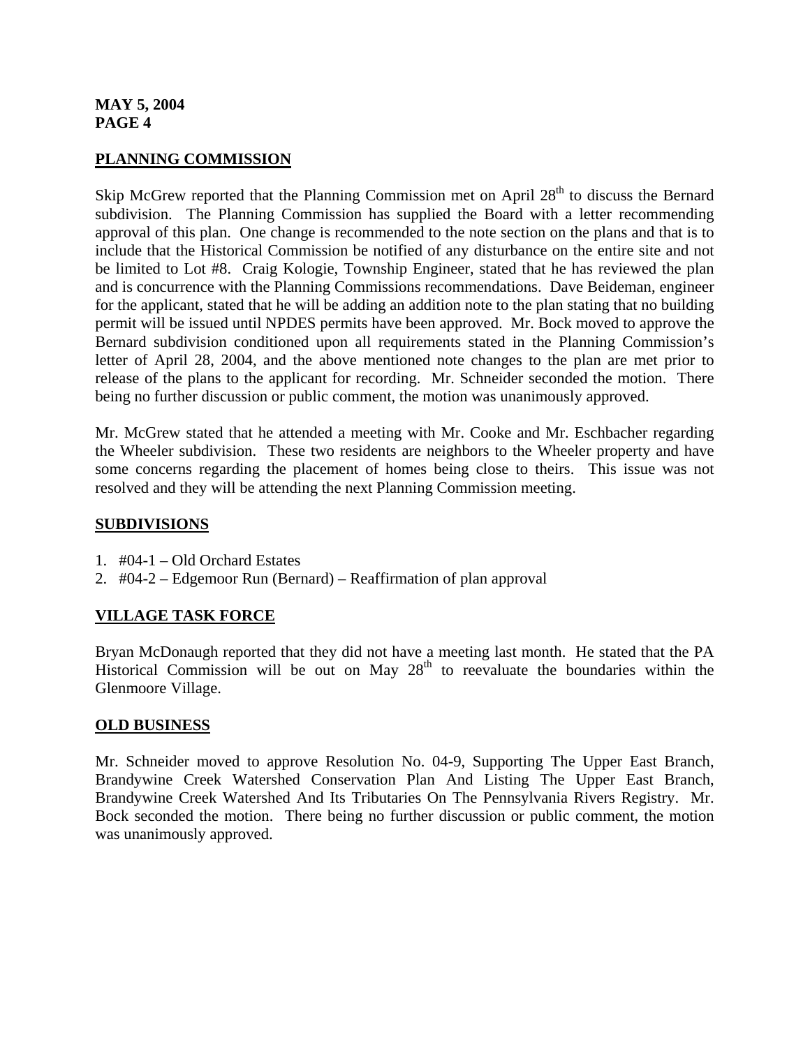## PLANNING COMMISSION

Skip McGrew reported that the Planning Commission met on April 28th to discuss the Bernard subdivision. The Planning Commission has supplied the Board with a letter recommending approval of this plan. One change is recommended to the note section on the plans and that is to include that the Historical Commission be notified of any disturbance on the entire site and not be limited to Lot #8. Craig Kologie, Township Engineer, stated that he has reviewed the plan and is concurrence with the Planning Commissions recommendations. Dave Beideman, engineer for the applicant, stated that he will be adding an addition note to the plan stating that no building permit will be issued until NPDES permits have been approved. Mr. Bock moved to approve the Bernard subdivision conditioned upon all requirements stated in the Planning Commission's letter of April 28, 2004, and the above mentioned note changes to the plan are met prior to release of the plans to the applicant for recording. Mr. Schneider seconded the motion. There being no further discussion or public comment, the motion was unanimously approved.

Mr. McGrew stated that he attended a meeting with Mr. Cooke and Mr. Eschbacher regarding the Wheeler subdivision. These two residents are neighbors to the Wheeler property and have some concerns regarding the placement of homes being close to theirs. This issue was not resolved and they will be attending the next Planning Commission meeting.

## SUBDIVISIONS

1. #04-1 – Old Orchard Estates
2. #04-2 – Edgemoor Run (Bernard) – Reaffirmation of plan approval

## VILLAGE TASK FORCE

Bryan McDonaugh reported that they did not have a meeting last month. He stated that the PA Historical Commission will be out on May 28th to reevaluate the boundaries within the Glenmoore Village.

## OLD BUSINESS

Mr. Schneider moved to approve Resolution No. 04-9, Supporting The Upper East Branch, Brandywine Creek Watershed Conservation Plan And Listing The Upper East Branch, Brandywine Creek Watershed And Its Tributaries On The Pennsylvania Rivers Registry. Mr. Bock seconded the motion. There being no further discussion or public comment, the motion was unanimously approved.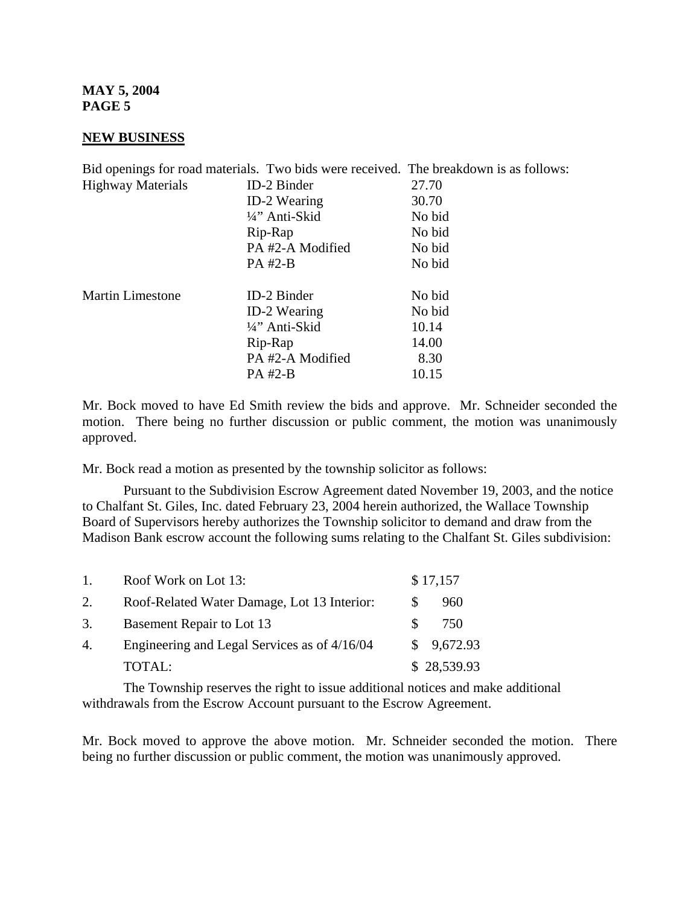**MAY 5, 2004**
**PAGE 5**

**NEW BUSINESS**

Bid openings for road materials. Two bids were received. The breakdown is as follows:

| | | |
|---|---|---|
| Highway Materials | ID-2 Binder | 27.70 |
| | ID-2 Wearing | 30.70 |
| | ¼" Anti-Skid | No bid |
| | Rip-Rap | No bid |
| | PA #2-A Modified | No bid |
| | PA #2-B | No bid |
| Martin Limestone | ID-2 Binder | No bid |
| | ID-2 Wearing | No bid |
| | ¼" Anti-Skid | 10.14 |
| | Rip-Rap | 14.00 |
| | PA #2-A Modified | 8.30 |
| | PA #2-B | 10.15 |

Mr. Bock moved to have Ed Smith review the bids and approve. Mr. Schneider seconded the motion. There being no further discussion or public comment, the motion was unanimously approved.

Mr. Bock read a motion as presented by the township solicitor as follows:

Pursuant to the Subdivision Escrow Agreement dated November 19, 2003, and the notice to Chalfant St. Giles, Inc. dated February 23, 2004 herein authorized, the Wallace Township Board of Supervisors hereby authorizes the Township solicitor to demand and draw from the Madison Bank escrow account the following sums relating to the Chalfant St. Giles subdivision:

| | | |
|---|---|---|
| 1. | Roof Work on Lot 13: | $ 17,157 |
| 2. | Roof-Related Water Damage, Lot 13 Interior: | $ 960 |
| 3. | Basement Repair to Lot 13 | $ 750 |
| 4. | Engineering and Legal Services as of 4/16/04 | $ 9,672.93 |
| | TOTAL: | $ 28,539.93 |

The Township reserves the right to issue additional notices and make additional withdrawals from the Escrow Account pursuant to the Escrow Agreement.

Mr. Bock moved to approve the above motion. Mr. Schneider seconded the motion. There being no further discussion or public comment, the motion was unanimously approved.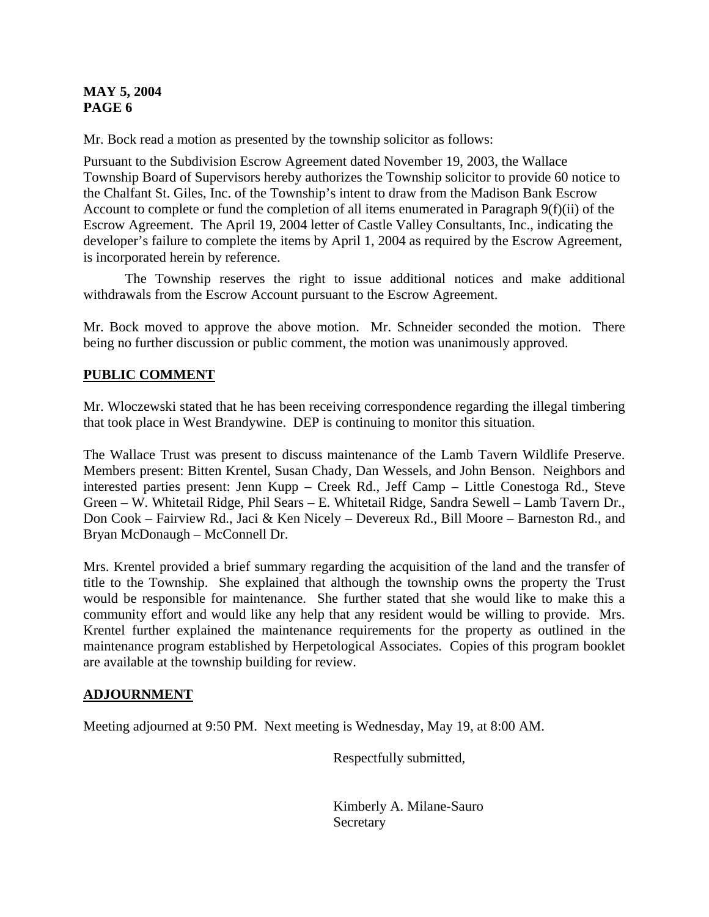Mr. Bock read a motion as presented by the township solicitor as follows:

Pursuant to the Subdivision Escrow Agreement dated November 19, 2003, the Wallace Township Board of Supervisors hereby authorizes the Township solicitor to provide 60 notice to the Chalfant St. Giles, Inc. of the Township's intent to draw from the Madison Bank Escrow Account to complete or fund the completion of all items enumerated in Paragraph 9(f)(ii) of the Escrow Agreement. The April 19, 2004 letter of Castle Valley Consultants, Inc., indicating the developer's failure to complete the items by April 1, 2004 as required by the Escrow Agreement, is incorporated herein by reference.

The Township reserves the right to issue additional notices and make additional withdrawals from the Escrow Account pursuant to the Escrow Agreement.

Mr. Bock moved to approve the above motion. Mr. Schneider seconded the motion. There being no further discussion or public comment, the motion was unanimously approved.

## PUBLIC COMMENT

Mr. Wloczewski stated that he has been receiving correspondence regarding the illegal timbering that took place in West Brandywine. DEP is continuing to monitor this situation.

The Wallace Trust was present to discuss maintenance of the Lamb Tavern Wildlife Preserve. Members present: Bitten Krentel, Susan Chady, Dan Wessels, and John Benson. Neighbors and interested parties present: Jenn Kupp – Creek Rd., Jeff Camp – Little Conestoga Rd., Steve Green – W. Whitetail Ridge, Phil Sears – E. Whitetail Ridge, Sandra Sewell – Lamb Tavern Dr., Don Cook – Fairview Rd., Jaci & Ken Nicely – Devereux Rd., Bill Moore – Barneston Rd., and Bryan McDonaugh – McConnell Dr.

Mrs. Krentel provided a brief summary regarding the acquisition of the land and the transfer of title to the Township. She explained that although the township owns the property the Trust would be responsible for maintenance. She further stated that she would like to make this a community effort and would like any help that any resident would be willing to provide. Mrs. Krentel further explained the maintenance requirements for the property as outlined in the maintenance program established by Herpetological Associates. Copies of this program booklet are available at the township building for review.

## ADJOURNMENT

Meeting adjourned at 9:50 PM. Next meeting is Wednesday, May 19, at 8:00 AM.

Respectfully submitted,

Kimberly A. Milane-Sauro
Secretary